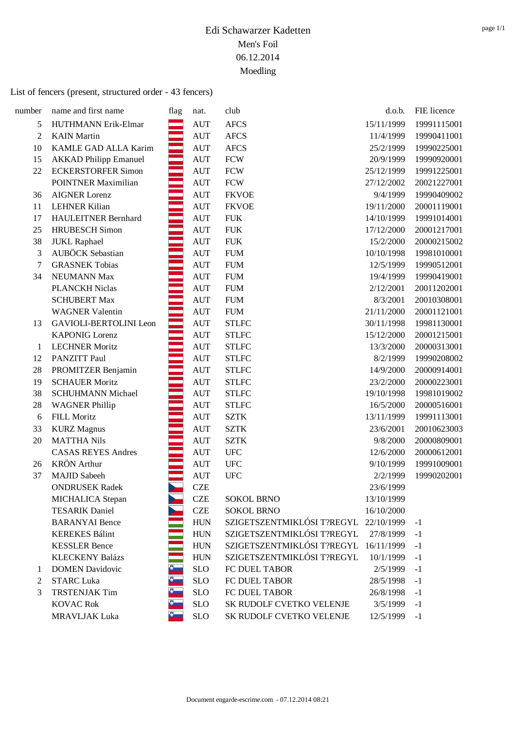# Edi Schawarzer Kadetten

Men's Foil

06.12.2014

Moedling

List of fencers (present, structured order - 43 fencers)

| number | name and first name | flag | nat. | club | d.o.b. | FIE licence |
|---|---|---|---|---|---|---|
| 5 | HUTHMANN Erik-Elmar | | AUT | AFCS | 15/11/1999 | 19991115001 |
| 2 | KAIN Martin | | AUT | AFCS | 11/4/1999 | 19990411001 |
| 10 | KAMLE GAD ALLA Karim | | AUT | AFCS | 25/2/1999 | 19990225001 |
| 15 | AKKAD Philipp Emanuel | | AUT | FCW | 20/9/1999 | 19990920001 |
| 22 | ECKERSTORFER Simon | | AUT | FCW | 25/12/1999 | 19991225001 |
| | POINTNER Maximilian | | AUT | FCW | 27/12/2002 | 20021227001 |
| 36 | AIGNER Lorenz | | AUT | FKVOE | 9/4/1999 | 19990409002 |
| 11 | LEHNER Kilian | | AUT | FKVOE | 19/11/2000 | 20001119001 |
| 17 | HAULEITNER Bernhard | | AUT | FUK | 14/10/1999 | 19991014001 |
| 25 | HRUBESCH Simon | | AUT | FUK | 17/12/2000 | 20001217001 |
| 38 | JUKL Raphael | | AUT | FUK | 15/2/2000 | 20000215002 |
| 3 | AUBÖCK Sebastian | | AUT | FUM | 10/10/1998 | 19981010001 |
| 7 | GRASNEK Tobias | | AUT | FUM | 12/5/1999 | 19990512001 |
| 34 | NEUMANN Max | | AUT | FUM | 19/4/1999 | 19990419001 |
| | PLANCKH Niclas | | AUT | FUM | 2/12/2001 | 20011202001 |
| | SCHUBERT Max | | AUT | FUM | 8/3/2001 | 20010308001 |
| | WAGNER Valentin | | AUT | FUM | 21/11/2000 | 20001121001 |
| 13 | GAVIOLI-BERTOLINI Leon | | AUT | STLFC | 30/11/1998 | 19981130001 |
| | KAPONIG Lorenz | | AUT | STLFC | 15/12/2000 | 20001215001 |
| 1 | LECHNER Moritz | | AUT | STLFC | 13/3/2000 | 20000313001 |
| 12 | PANZITT Paul | | AUT | STLFC | 8/2/1999 | 19990208002 |
| 28 | PROMITZER Benjamin | | AUT | STLFC | 14/9/2000 | 20000914001 |
| 19 | SCHAUER Moritz | | AUT | STLFC | 23/2/2000 | 20000223001 |
| 38 | SCHUHMANN Michael | | AUT | STLFC | 19/10/1998 | 19981019002 |
| 28 | WAGNER Phillip | | AUT | STLFC | 16/5/2000 | 20000516001 |
| 6 | FILL Moritz | | AUT | SZTK | 13/11/1999 | 19991113001 |
| 33 | KURZ Magnus | | AUT | SZTK | 23/6/2001 | 20010623003 |
| 20 | MATTHA Nils | | AUT | SZTK | 9/8/2000 | 20000809001 |
| | CASAS REYES Andres | | AUT | UFC | 12/6/2000 | 20000612001 |
| 26 | KRÖN Arthur | | AUT | UFC | 9/10/1999 | 19991009001 |
| 37 | MAJID Sabeeh | | AUT | UFC | 2/2/1999 | 19990202001 |
| | ONDRUSEK Radek | | CZE | | 23/6/1999 | |
| | MICHALICA Stepan | | CZE | SOKOL BRNO | 13/10/1999 | |
| | TESARIK Daniel | | CZE | SOKOL BRNO | 16/10/2000 | |
| | BARANYAI Bence | | HUN | SZIGETSZENTMIKLÓSI T?REGYL | 22/10/1999 | -1 |
| | KEREKES Bálint | | HUN | SZIGETSZENTMIKLÓSI T?REGYL | 27/8/1999 | -1 |
| | KESSLER Bence | | HUN | SZIGETSZENTMIKLÓSI T?REGYL | 16/11/1999 | -1 |
| | KLECKENY Balázs | | HUN | SZIGETSZENTMIKLÓSI T?REGYL | 10/1/1999 | -1 |
| 1 | DOMEN Davidovic | | SLO | FC DUEL TABOR | 2/5/1999 | -1 |
| 2 | STARC Luka | | SLO | FC DUEL TABOR | 28/5/1998 | -1 |
| 3 | TRSTENJAK Tim | | SLO | FC DUEL TABOR | 26/8/1998 | -1 |
| | KOVAC Rok | | SLO | SK RUDOLF CVETKO VELENJE | 3/5/1999 | -1 |
| | MRAVLJAK Luka | | SLO | SK RUDOLF CVETKO VELENJE | 12/5/1999 | -1 |

Document engarde-escrime.com - 07.12.2014 08:21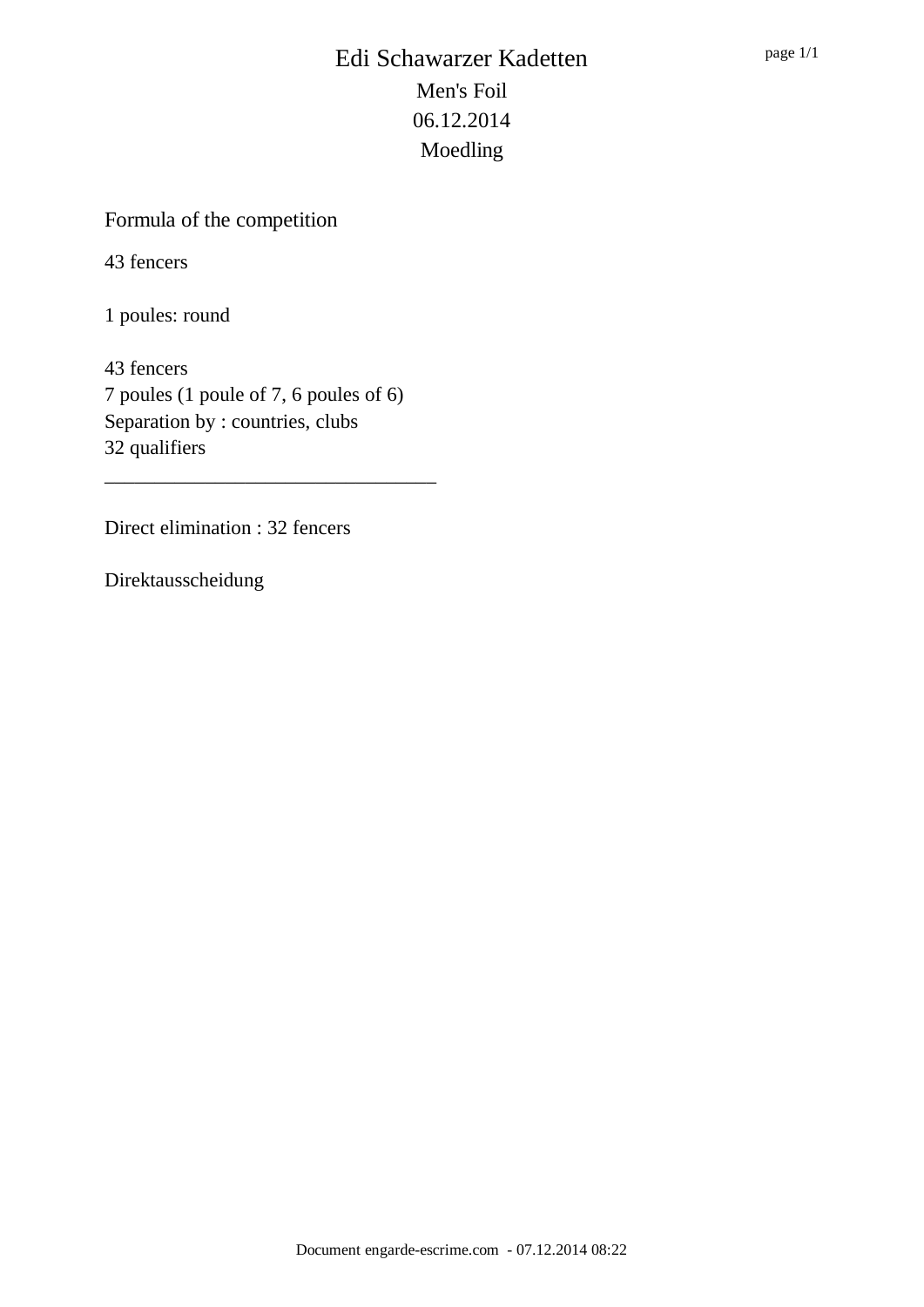# Edi Schawarzer Kadetten

Men's Foil

06.12.2014

Moedling

## Formula of the competition

43 fencers

1 poules: round

43 fencers
7 poules (1 poule of 7, 6 poules of 6)
Separation by : countries, clubs
32 qualifiers

---

Direct elimination : 32 fencers

Direktausscheidung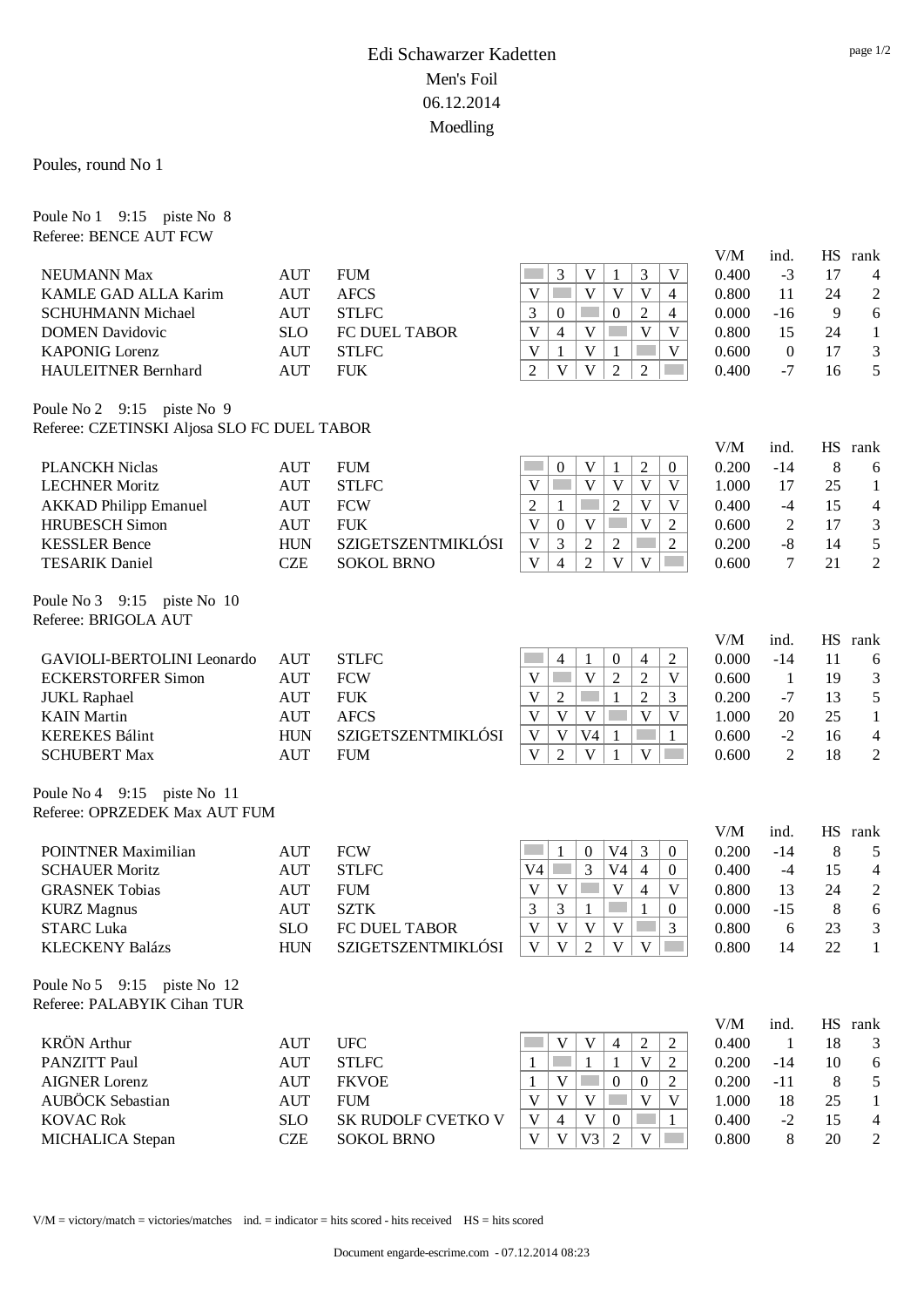# Edi Schawarzer Kadetten

## Men's Foil

## 06.12.2014

## Moedling

Poules, round No 1

### Poule No 1 9:15 piste No 8

Referee: BENCE AUT FCW

| Name | Nation | Club | 1 | 2 | 3 | 4 | 5 | 6 | V/M | ind. | HS | rank |
|---|---|---|---|---|---|---|---|---|---|---|---|---|
| NEUMANN Max | AUT | FUM | | 3 | V | 1 | 3 | V | 0.400 | -3 | 17 | 4 |
| KAMLE GAD ALLA Karim | AUT | AFCS | V | | V | V | V | 4 | 0.800 | 11 | 24 | 2 |
| SCHUHMANN Michael | AUT | STLFC | 3 | 0 | | 0 | 2 | 4 | 0.000 | -16 | 9 | 6 |
| DOMEN Davidovic | SLO | FC DUEL TABOR | V | 4 | V | | V | V | 0.800 | 15 | 24 | 1 |
| KAPONIG Lorenz | AUT | STLFC | V | 1 | V | 1 | | V | 0.600 | 0 | 17 | 3 |
| HAULEITNER Bernhard | AUT | FUK | 2 | V | V | 2 | 2 | | 0.400 | -7 | 16 | 5 |

### Poule No 2 9:15 piste No 9

Referee: CZETINSKI Aljosa SLO FC DUEL TABOR

| Name | Nation | Club | 1 | 2 | 3 | 4 | 5 | 6 | V/M | ind. | HS | rank |
|---|---|---|---|---|---|---|---|---|---|---|---|---|
| PLANCKH Niclas | AUT | FUM | | 0 | V | 1 | 2 | 0 | 0.200 | -14 | 8 | 6 |
| LECHNER Moritz | AUT | STLFC | V | | V | V | V | V | 1.000 | 17 | 25 | 1 |
| AKKAD Philipp Emanuel | AUT | FCW | 2 | 1 | | 2 | V | V | 0.400 | -4 | 15 | 4 |
| HRUBESCH Simon | AUT | FUK | V | 0 | V | | V | 2 | 0.600 | 2 | 17 | 3 |
| KESSLER Bence | HUN | SZIGETSZENTMIKLÓSI | V | 3 | 2 | 2 | | 2 | 0.200 | -8 | 14 | 5 |
| TESARIK Daniel | CZE | SOKOL BRNO | V | 4 | 2 | V | V | | 0.600 | 7 | 21 | 2 |

### Poule No 3 9:15 piste No 10

Referee: BRIGOLA AUT

| Name | Nation | Club | 1 | 2 | 3 | 4 | 5 | 6 | V/M | ind. | HS | rank |
|---|---|---|---|---|---|---|---|---|---|---|---|---|
| GAVIOLI-BERTOLINI Leonardo | AUT | STLFC | | 4 | 1 | 0 | 4 | 2 | 0.000 | -14 | 11 | 6 |
| ECKERSTORFER Simon | AUT | FCW | V | | V | 2 | 2 | V | 0.600 | 1 | 19 | 3 |
| JUKL Raphael | AUT | FUK | V | 2 | | 1 | 2 | 3 | 0.200 | -7 | 13 | 5 |
| KAIN Martin | AUT | AFCS | V | V | V | | V | V | 1.000 | 20 | 25 | 1 |
| KEREKES Bálint | HUN | SZIGETSZENTMIKLÓSI | V | V | V4 | 1 | | 1 | 0.600 | -2 | 16 | 4 |
| SCHUBERT Max | AUT | FUM | V | 2 | V | 1 | V | | 0.600 | 2 | 18 | 2 |

### Poule No 4 9:15 piste No 11

Referee: OPRZEDEK Max AUT FUM

| Name | Nation | Club | 1 | 2 | 3 | 4 | 5 | 6 | V/M | ind. | HS | rank |
|---|---|---|---|---|---|---|---|---|---|---|---|---|
| POINTNER Maximilian | AUT | FCW | | 1 | 0 | V4 | 3 | 0 | 0.200 | -14 | 8 | 5 |
| SCHAUER Moritz | AUT | STLFC | V4 | | 3 | V4 | 4 | 0 | 0.400 | -4 | 15 | 4 |
| GRASNEK Tobias | AUT | FUM | V | V | | V | 4 | V | 0.800 | 13 | 24 | 2 |
| KURZ Magnus | AUT | SZTK | 3 | 3 | 1 | | 1 | 0 | 0.000 | -15 | 8 | 6 |
| STARC Luka | SLO | FC DUEL TABOR | V | V | V | V | | 3 | 0.800 | 6 | 23 | 3 |
| KLECKENY Balázs | HUN | SZIGETSZENTMIKLÓSI | V | V | 2 | V | V | | 0.800 | 14 | 22 | 1 |

### Poule No 5 9:15 piste No 12

Referee: PALABYIK Cihan TUR

| Name | Nation | Club | 1 | 2 | 3 | 4 | 5 | 6 | V/M | ind. | HS | rank |
|---|---|---|---|---|---|---|---|---|---|---|---|---|
| KRÖN Arthur | AUT | UFC | | V | V | 4 | 2 | 2 | 0.400 | 1 | 18 | 3 |
| PANZITT Paul | AUT | STLFC | 1 | | 1 | 1 | V | 2 | 0.200 | -14 | 10 | 6 |
| AIGNER Lorenz | AUT | FKVOE | 1 | V | | 0 | 0 | 2 | 0.200 | -11 | 8 | 5 |
| AUBÖCK Sebastian | AUT | FUM | V | V | V | | V | V | 1.000 | 18 | 25 | 1 |
| KOVAC Rok | SLO | SK RUDOLF CVETKO V | V | 4 | V | 0 | | 1 | 0.400 | -2 | 15 | 4 |
| MICHALICA Stepan | CZE | SOKOL BRNO | V | V | V3 | 2 | V | | 0.800 | 8 | 20 | 2 |

V/M = victory/match = victories/matches ind. = indicator = hits scored - hits received HS = hits scored

Document engarde-escrime.com - 07.12.2014 08:23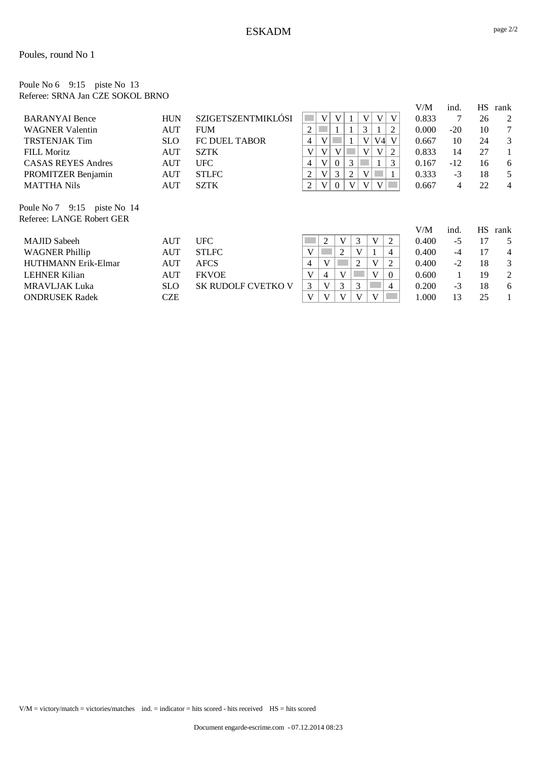# ESKADM

## Poules, round No 1

### Poule No 6 9:15 piste No 13

Referee: SRNA Jan CZE SOKOL BRNO

| Name | Nat. | Club | 1 | 2 | 3 | 4 | 5 | 6 | 7 | V/M | ind. | HS | rank |
|---|---|---|---|---|---|---|---|---|---|---|---|---|---|
| BARANYAI Bence | HUN | SZIGETSZENTMIKLÓSI | | V | V | 1 | V | V | V | 0.833 | 7 | 26 | 2 |
| WAGNER Valentin | AUT | FUM | 2 | | 1 | 1 | 3 | 1 | 2 | 0.000 | -20 | 10 | 7 |
| TRSTENJAK Tim | SLO | FC DUEL TABOR | 4 | V | | 1 | V | V4 | V | 0.667 | 10 | 24 | 3 |
| FILL Moritz | AUT | SZTK | V | V | V | | V | V | 2 | 0.833 | 14 | 27 | 1 |
| CASAS REYES Andres | AUT | UFC | 4 | V | 0 | 3 | | 1 | 3 | 0.167 | -12 | 16 | 6 |
| PROMITZER Benjamin | AUT | STLFC | 2 | V | 3 | 2 | V | | 1 | 0.333 | -3 | 18 | 5 |
| MATTHA Nils | AUT | SZTK | 2 | V | 0 | V | V | V | | 0.667 | 4 | 22 | 4 |

### Poule No 7 9:15 piste No 14

Referee: LANGE Robert GER

| Name | Nat. | Club | 1 | 2 | 3 | 4 | 5 | 6 | V/M | ind. | HS | rank |
|---|---|---|---|---|---|---|---|---|---|---|---|---|
| MAJID Sabeeh | AUT | UFC | | 2 | V | 3 | V | 2 | 0.400 | -5 | 17 | 5 |
| WAGNER Phillip | AUT | STLFC | V | | 2 | V | 1 | 4 | 0.400 | -4 | 17 | 4 |
| HUTHMANN Erik-Elmar | AUT | AFCS | 4 | V | | 2 | V | 2 | 0.400 | -2 | 18 | 3 |
| LEHNER Kilian | AUT | FKVOE | V | 4 | V | | V | 0 | 0.600 | 1 | 19 | 2 |
| MRAVLJAK Luka | SLO | SK RUDOLF CVETKO V | 3 | V | 3 | 3 | | 4 | 0.200 | -3 | 18 | 6 |
| ONDRUSEK Radek | CZE | | V | V | V | V | V | | 1.000 | 13 | 25 | 1 |

V/M = victory/match = victories/matches ind. = indicator = hits scored - hits received HS = hits scored

Document engarde-escrime.com - 07.12.2014 08:23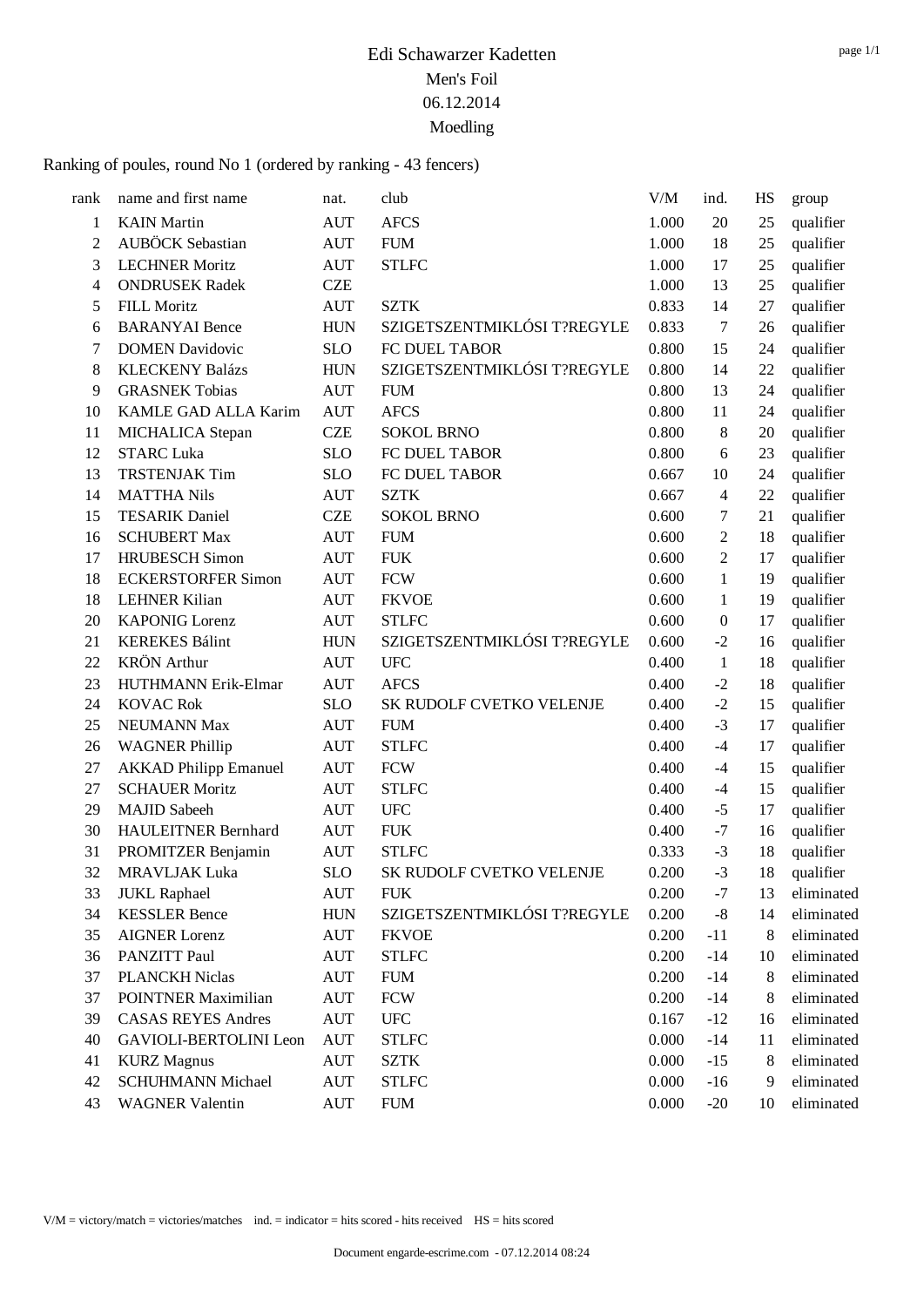# Edi Schawarzer Kadetten

Men's Foil

06.12.2014

Moedling

Ranking of poules, round No 1 (ordered by ranking - 43 fencers)

| rank | name and first name | nat. | club | V/M | ind. | HS | group |
|---|---|---|---|---|---|---|---|
| 1 | KAIN Martin | AUT | AFCS | 1.000 | 20 | 25 | qualifier |
| 2 | AUBÖCK Sebastian | AUT | FUM | 1.000 | 18 | 25 | qualifier |
| 3 | LECHNER Moritz | AUT | STLFC | 1.000 | 17 | 25 | qualifier |
| 4 | ONDRUSEK Radek | CZE | | 1.000 | 13 | 25 | qualifier |
| 5 | FILL Moritz | AUT | SZTK | 0.833 | 14 | 27 | qualifier |
| 6 | BARANYAI Bence | HUN | SZIGETSZENTMIKLÓSI T?REGYLE | 0.833 | 7 | 26 | qualifier |
| 7 | DOMEN Davidovic | SLO | FC DUEL TABOR | 0.800 | 15 | 24 | qualifier |
| 8 | KLECKENY Balázs | HUN | SZIGETSZENTMIKLÓSI T?REGYLE | 0.800 | 14 | 22 | qualifier |
| 9 | GRASNEK Tobias | AUT | FUM | 0.800 | 13 | 24 | qualifier |
| 10 | KAMLE GAD ALLA Karim | AUT | AFCS | 0.800 | 11 | 24 | qualifier |
| 11 | MICHALICA Stepan | CZE | SOKOL BRNO | 0.800 | 8 | 20 | qualifier |
| 12 | STARC Luka | SLO | FC DUEL TABOR | 0.800 | 6 | 23 | qualifier |
| 13 | TRSTENJAK Tim | SLO | FC DUEL TABOR | 0.667 | 10 | 24 | qualifier |
| 14 | MATTHA Nils | AUT | SZTK | 0.667 | 4 | 22 | qualifier |
| 15 | TESARIK Daniel | CZE | SOKOL BRNO | 0.600 | 7 | 21 | qualifier |
| 16 | SCHUBERT Max | AUT | FUM | 0.600 | 2 | 18 | qualifier |
| 17 | HRUBESCH Simon | AUT | FUK | 0.600 | 2 | 17 | qualifier |
| 18 | ECKERSTORFER Simon | AUT | FCW | 0.600 | 1 | 19 | qualifier |
| 18 | LEHNER Kilian | AUT | FKVOE | 0.600 | 1 | 19 | qualifier |
| 20 | KAPONIG Lorenz | AUT | STLFC | 0.600 | 0 | 17 | qualifier |
| 21 | KEREKES Bálint | HUN | SZIGETSZENTMIKLÓSI T?REGYLE | 0.600 | -2 | 16 | qualifier |
| 22 | KRÖN Arthur | AUT | UFC | 0.400 | 1 | 18 | qualifier |
| 23 | HUTHMANN Erik-Elmar | AUT | AFCS | 0.400 | -2 | 18 | qualifier |
| 24 | KOVAC Rok | SLO | SK RUDOLF CVETKO VELENJE | 0.400 | -2 | 15 | qualifier |
| 25 | NEUMANN Max | AUT | FUM | 0.400 | -3 | 17 | qualifier |
| 26 | WAGNER Phillip | AUT | STLFC | 0.400 | -4 | 17 | qualifier |
| 27 | AKKAD Philipp Emanuel | AUT | FCW | 0.400 | -4 | 15 | qualifier |
| 27 | SCHAUER Moritz | AUT | STLFC | 0.400 | -4 | 15 | qualifier |
| 29 | MAJID Sabeeh | AUT | UFC | 0.400 | -5 | 17 | qualifier |
| 30 | HAULEITNER Bernhard | AUT | FUK | 0.400 | -7 | 16 | qualifier |
| 31 | PROMITZER Benjamin | AUT | STLFC | 0.333 | -3 | 18 | qualifier |
| 32 | MRAVLJAK Luka | SLO | SK RUDOLF CVETKO VELENJE | 0.200 | -3 | 18 | qualifier |
| 33 | JUKL Raphael | AUT | FUK | 0.200 | -7 | 13 | eliminated |
| 34 | KESSLER Bence | HUN | SZIGETSZENTMIKLÓSI T?REGYLE | 0.200 | -8 | 14 | eliminated |
| 35 | AIGNER Lorenz | AUT | FKVOE | 0.200 | -11 | 8 | eliminated |
| 36 | PANZITT Paul | AUT | STLFC | 0.200 | -14 | 10 | eliminated |
| 37 | PLANCKH Niclas | AUT | FUM | 0.200 | -14 | 8 | eliminated |
| 37 | POINTNER Maximilian | AUT | FCW | 0.200 | -14 | 8 | eliminated |
| 39 | CASAS REYES Andres | AUT | UFC | 0.167 | -12 | 16 | eliminated |
| 40 | GAVIOLI-BERTOLINI Leon | AUT | STLFC | 0.000 | -14 | 11 | eliminated |
| 41 | KURZ Magnus | AUT | SZTK | 0.000 | -15 | 8 | eliminated |
| 42 | SCHUHMANN Michael | AUT | STLFC | 0.000 | -16 | 9 | eliminated |
| 43 | WAGNER Valentin | AUT | FUM | 0.000 | -20 | 10 | eliminated |

V/M = victory/match = victories/matches   ind. = indicator = hits scored - hits received   HS = hits scored

Document engarde-escrime.com - 07.12.2014 08:24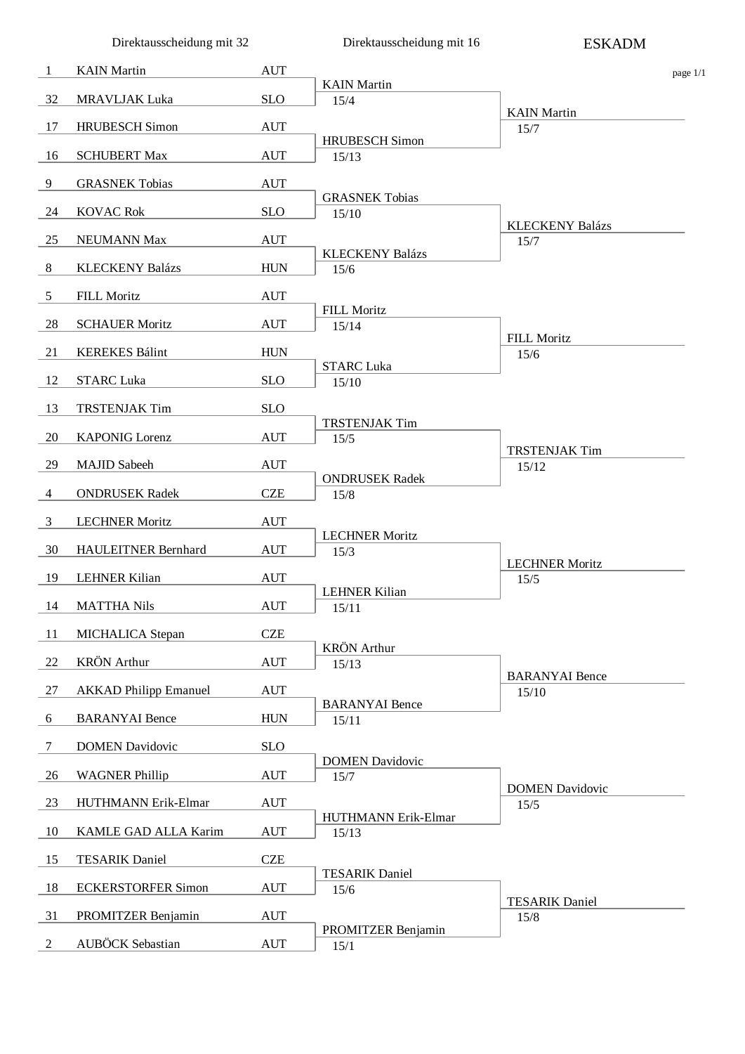Direktausscheidung mit 32 | Direktausscheidung mit 16 | **ESKADM**

| Seed | Name | Nation | Direktausscheidung mit 16 | Direktausscheidung mit 8 |
|---|---|---|---|---|
| 1 | KAIN Martin | AUT | KAIN Martin 15/4 | KAIN Martin 15/7 |
| 32 | MRAVLJAK Luka | SLO | | |
| 17 | HRUBESCH Simon | AUT | HRUBESCH Simon 15/13 | |
| 16 | SCHUBERT Max | AUT | | |
| 9 | GRASNEK Tobias | AUT | GRASNEK Tobias 15/10 | KLECKENY Balázs 15/7 |
| 24 | KOVAC Rok | SLO | | |
| 25 | NEUMANN Max | AUT | KLECKENY Balázs 15/6 | |
| 8 | KLECKENY Balázs | HUN | | |
| 5 | FILL Moritz | AUT | FILL Moritz 15/14 | FILL Moritz 15/6 |
| 28 | SCHAUER Moritz | AUT | | |
| 21 | KEREKES Bálint | HUN | STARC Luka 15/10 | |
| 12 | STARC Luka | SLO | | |
| 13 | TRSTENJAK Tim | SLO | TRSTENJAK Tim 15/5 | TRSTENJAK Tim 15/12 |
| 20 | KAPONIG Lorenz | AUT | | |
| 29 | MAJID Sabeeh | AUT | ONDRUSEK Radek 15/8 | |
| 4 | ONDRUSEK Radek | CZE | | |
| 3 | LECHNER Moritz | AUT | LECHNER Moritz 15/3 | LECHNER Moritz 15/5 |
| 30 | HAULEITNER Bernhard | AUT | | |
| 19 | LEHNER Kilian | AUT | LEHNER Kilian 15/11 | |
| 14 | MATTHA Nils | AUT | | |
| 11 | MICHALICA Stepan | CZE | KRÖN Arthur 15/13 | BARANYAI Bence 15/10 |
| 22 | KRÖN Arthur | AUT | | |
| 27 | AKKAD Philipp Emanuel | AUT | BARANYAI Bence 15/11 | |
| 6 | BARANYAI Bence | HUN | | |
| 7 | DOMEN Davidovic | SLO | DOMEN Davidovic 15/7 | DOMEN Davidovic 15/5 |
| 26 | WAGNER Phillip | AUT | | |
| 23 | HUTHMANN Erik-Elmar | AUT | HUTHMANN Erik-Elmar 15/13 | |
| 10 | KAMLE GAD ALLA Karim | AUT | | |
| 15 | TESARIK Daniel | CZE | TESARIK Daniel 15/6 | TESARIK Daniel 15/8 |
| 18 | ECKERSTORFER Simon | AUT | | |
| 31 | PROMITZER Benjamin | AUT | PROMITZER Benjamin 15/1 | |
| 2 | AUBÖCK Sebastian | AUT | | |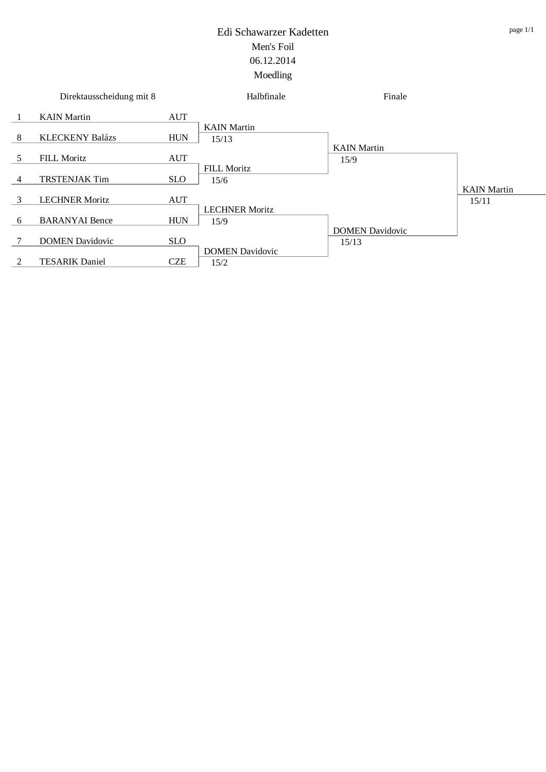# Edi Schawarzer Kadetten

## Men's Foil

## 06.12.2014

## Moedling

| Direktausscheidung mit 8 | | | Halbfinale | Finale | |
|---|---|---|---|---|---|
| 1 | KAIN Martin | AUT | KAIN Martin 15/13 | KAIN Martin 15/9 | KAIN Martin 15/11 |
| 8 | KLECKENY Balázs | HUN | | | |
| 5 | FILL Moritz | AUT | FILL Moritz 15/6 | | |
| 4 | TRSTENJAK Tim | SLO | | | |
| 3 | LECHNER Moritz | AUT | LECHNER Moritz 15/9 | DOMEN Davidovic 15/13 | |
| 6 | BARANYAI Bence | HUN | | | |
| 7 | DOMEN Davidovic | SLO | DOMEN Davidovic 15/2 | | |
| 2 | TESARIK Daniel | CZE | | | |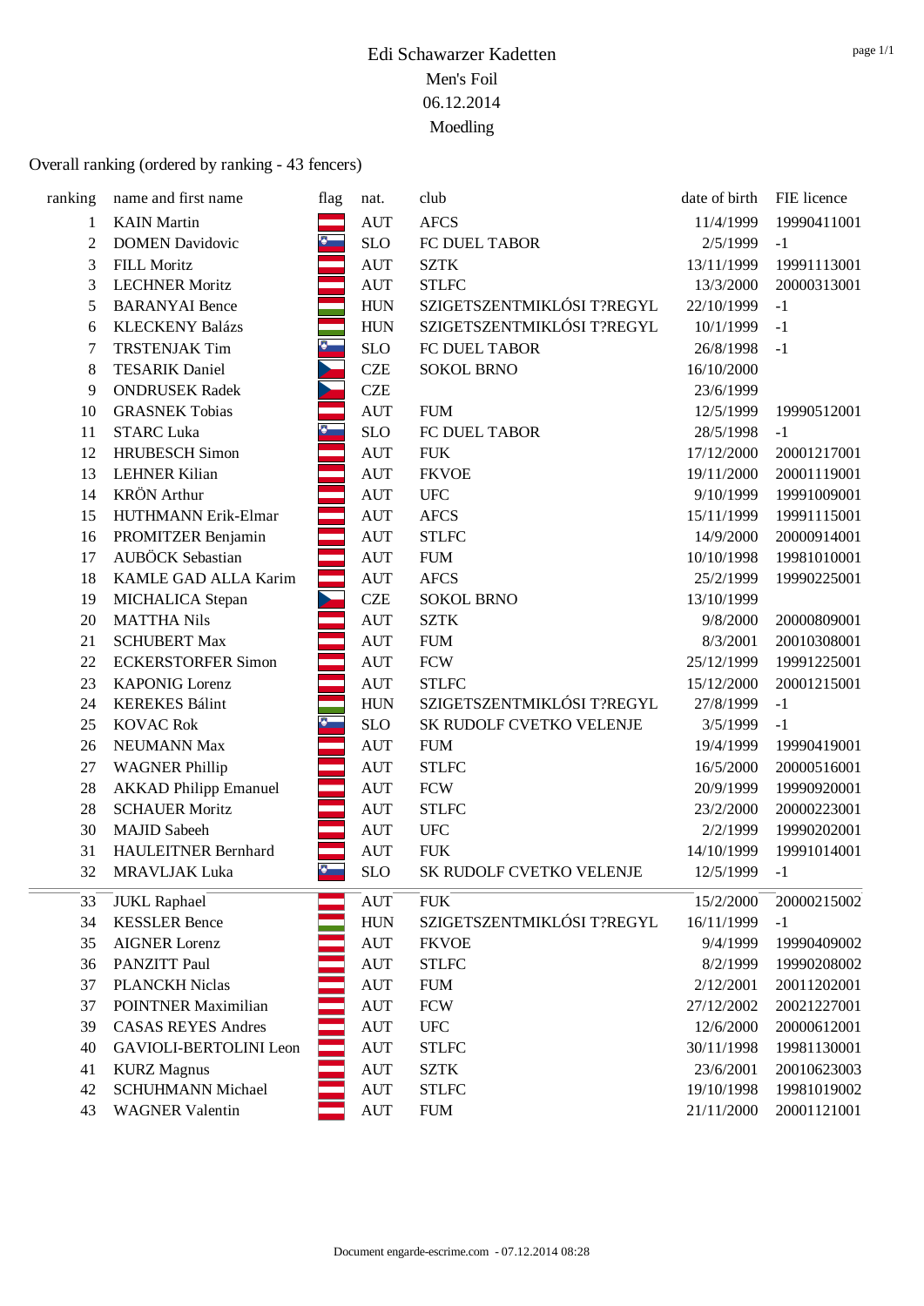# Edi Schawarzer Kadetten

Men's Foil

06.12.2014

Moedling

Overall ranking (ordered by ranking - 43 fencers)

| ranking | name and first name | flag | nat. | club | date of birth | FIE licence |
|---|---|---|---|---|---|---|
| 1 | KAIN Martin | | AUT | AFCS | 11/4/1999 | 19990411001 |
| 2 | DOMEN Davidovic | | SLO | FC DUEL TABOR | 2/5/1999 | -1 |
| 3 | FILL Moritz | | AUT | SZTK | 13/11/1999 | 19991113001 |
| 3 | LECHNER Moritz | | AUT | STLFC | 13/3/2000 | 20000313001 |
| 5 | BARANYAI Bence | | HUN | SZIGETSZENTMIKLÓSI T?REGYL | 22/10/1999 | -1 |
| 6 | KLECKENY Balázs | | HUN | SZIGETSZENTMIKLÓSI T?REGYL | 10/1/1999 | -1 |
| 7 | TRSTENJAK Tim | | SLO | FC DUEL TABOR | 26/8/1998 | -1 |
| 8 | TESARIK Daniel | | CZE | SOKOL BRNO | 16/10/2000 | |
| 9 | ONDRUSEK Radek | | CZE | | 23/6/1999 | |
| 10 | GRASNEK Tobias | | AUT | FUM | 12/5/1999 | 19990512001 |
| 11 | STARC Luka | | SLO | FC DUEL TABOR | 28/5/1998 | -1 |
| 12 | HRUBESCH Simon | | AUT | FUK | 17/12/2000 | 20001217001 |
| 13 | LEHNER Kilian | | AUT | FKVOE | 19/11/2000 | 20001119001 |
| 14 | KRÖN Arthur | | AUT | UFC | 9/10/1999 | 19991009001 |
| 15 | HUTHMANN Erik-Elmar | | AUT | AFCS | 15/11/1999 | 19991115001 |
| 16 | PROMITZER Benjamin | | AUT | STLFC | 14/9/2000 | 20000914001 |
| 17 | AUBÖCK Sebastian | | AUT | FUM | 10/10/1998 | 19981010001 |
| 18 | KAMLE GAD ALLA Karim | | AUT | AFCS | 25/2/1999 | 19990225001 |
| 19 | MICHALICA Stepan | | CZE | SOKOL BRNO | 13/10/1999 | |
| 20 | MATTHA Nils | | AUT | SZTK | 9/8/2000 | 20000809001 |
| 21 | SCHUBERT Max | | AUT | FUM | 8/3/2001 | 20010308001 |
| 22 | ECKERSTORFER Simon | | AUT | FCW | 25/12/1999 | 19991225001 |
| 23 | KAPONIG Lorenz | | AUT | STLFC | 15/12/2000 | 20001215001 |
| 24 | KEREKES Bálint | | HUN | SZIGETSZENTMIKLÓSI T?REGYL | 27/8/1999 | -1 |
| 25 | KOVAC Rok | | SLO | SK RUDOLF CVETKO VELENJE | 3/5/1999 | -1 |
| 26 | NEUMANN Max | | AUT | FUM | 19/4/1999 | 19990419001 |
| 27 | WAGNER Phillip | | AUT | STLFC | 16/5/2000 | 20000516001 |
| 28 | AKKAD Philipp Emanuel | | AUT | FCW | 20/9/1999 | 19990920001 |
| 28 | SCHAUER Moritz | | AUT | STLFC | 23/2/2000 | 20000223001 |
| 30 | MAJID Sabeeh | | AUT | UFC | 2/2/1999 | 19990202001 |
| 31 | HAULEITNER Bernhard | | AUT | FUK | 14/10/1999 | 19991014001 |
| 32 | MRAVLJAK Luka | | SLO | SK RUDOLF CVETKO VELENJE | 12/5/1999 | -1 |
| 33 | JUKL Raphael | | AUT | FUK | 15/2/2000 | 20000215002 |
| 34 | KESSLER Bence | | HUN | SZIGETSZENTMIKLÓSI T?REGYL | 16/11/1999 | -1 |
| 35 | AIGNER Lorenz | | AUT | FKVOE | 9/4/1999 | 19990409002 |
| 36 | PANZITT Paul | | AUT | STLFC | 8/2/1999 | 19990208002 |
| 37 | PLANCKH Niclas | | AUT | FUM | 2/12/2001 | 20011202001 |
| 37 | POINTNER Maximilian | | AUT | FCW | 27/12/2002 | 20021227001 |
| 39 | CASAS REYES Andres | | AUT | UFC | 12/6/2000 | 20000612001 |
| 40 | GAVIOLI-BERTOLINI Leon | | AUT | STLFC | 30/11/1998 | 19981130001 |
| 41 | KURZ Magnus | | AUT | SZTK | 23/6/2001 | 20010623003 |
| 42 | SCHUHMANN Michael | | AUT | STLFC | 19/10/1998 | 19981019002 |
| 43 | WAGNER Valentin | | AUT | FUM | 21/11/2000 | 20001121001 |

Document engarde-escrime.com - 07.12.2014 08:28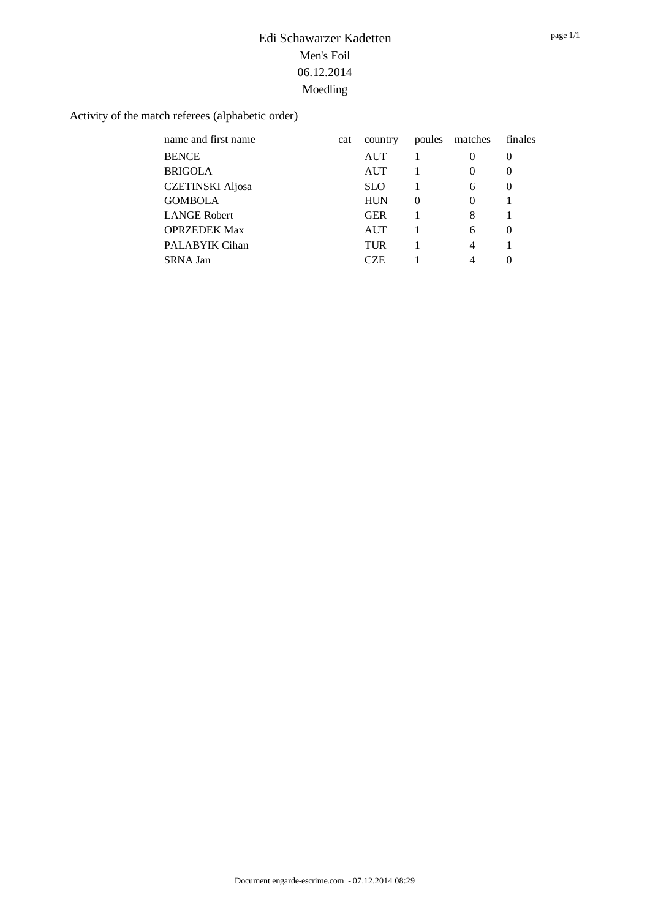# Edi Schawarzer Kadetten

Men's Foil

06.12.2014

Moedling

Activity of the match referees (alphabetic order)

| name and first name | cat | country | poules | matches | finales |
|---|---|---|---|---|---|
| BENCE | | AUT | 1 | 0 | 0 |
| BRIGOLA | | AUT | 1 | 0 | 0 |
| CZETINSKI Aljosa | | SLO | 1 | 6 | 0 |
| GOMBOLA | | HUN | 0 | 0 | 1 |
| LANGE Robert | | GER | 1 | 8 | 1 |
| OPRZEDEK Max | | AUT | 1 | 6 | 0 |
| PALABYIK Cihan | | TUR | 1 | 4 | 1 |
| SRNA Jan | | CZE | 1 | 4 | 0 |

Document engarde-escrime.com - 07.12.2014 08:29